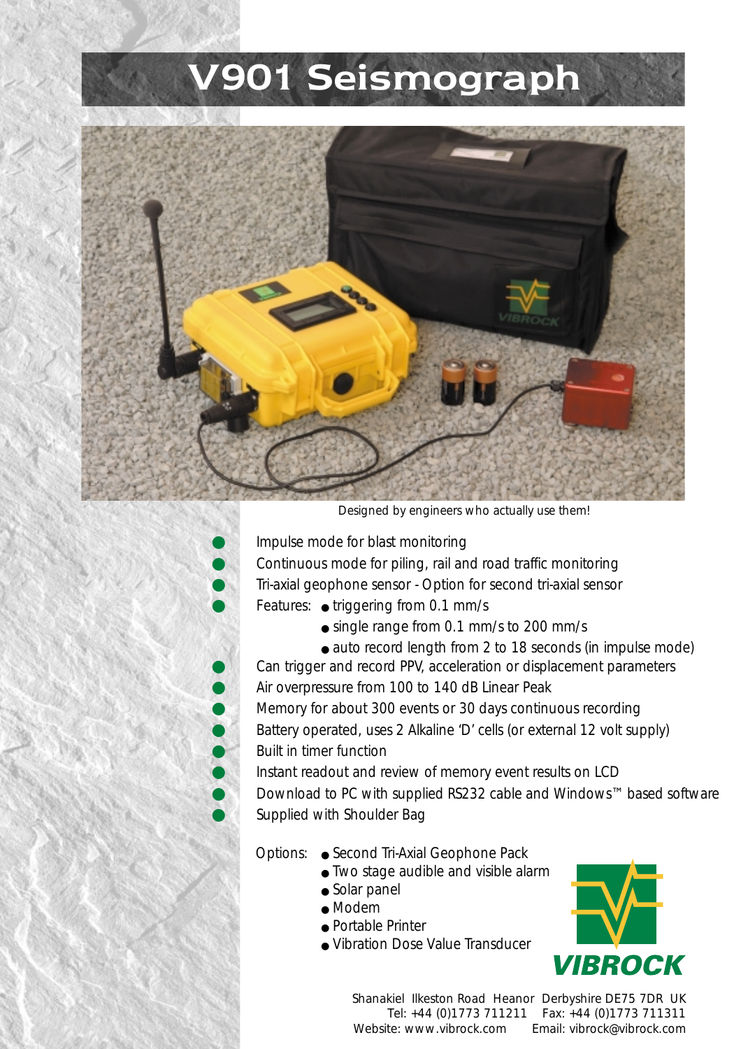# V901 Seismograph

Designed by engineers who actually use them!

- Impulse mode for blast monitoring
- Continuous mode for piling, rail and road traffic monitoring
- Tri-axial geophone sensor - Option for second tri-axial sensor
- Features:
  - triggering from 0.1 mm/s
  - single range from 0.1 mm/s to 200 mm/s
  - auto record length from 2 to 18 seconds (in impulse mode)
- Can trigger and record PPV, acceleration or displacement parameters
- Air overpressure from 100 to 140 dB Linear Peak
- Memory for about 300 events or 30 days continuous recording
- Battery operated, uses 2 Alkaline 'D' cells (or external 12 volt supply)
- Built in timer function
- Instant readout and review of memory event results on LCD
- Download to PC with supplied RS232 cable and Windows™ based software
- Supplied with Shoulder Bag

Options:
- Second Tri-Axial Geophone Pack
- Two stage audible and visible alarm
- Solar panel
- Modem
- Portable Printer
- Vibration Dose Value Transducer

**VIBROCK**

Shanakiel Ilkeston Road Heanor Derbyshire DE75 7DR UK
Tel: +44 (0)1773 711211 Fax: +44 (0)1773 711311
Website: www.vibrock.com Email: vibrock@vibrock.com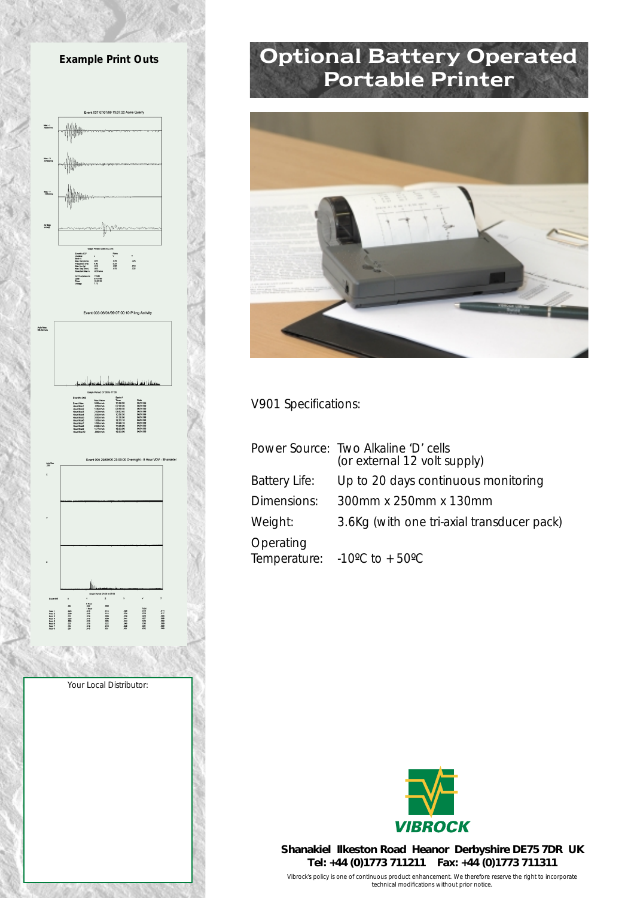## Example Print Outs

Event 037 07/07/99 13:07:22 Acme Quarry

Event 003 06/01/99 07:00:10 Piling Activity

Event 005 29/09/00 23:00:00 Overnight - 8 Hour VDV - Shanakiel

# Optional Battery Operated Portable Printer

V901 Specifications:

| | |
|---|---|
| Power Source: | Two Alkaline 'D' cells (or external 12 volt supply) |
| Battery Life: | Up to 20 days continuous monitoring |
| Dimensions: | 300mm x 250mm x 130mm |
| Weight: | 3.6Kg (with one tri-axial transducer pack) |
| Operating Temperature: | -10ºC to +50ºC |

Your Local Distributor:

VIBROCK

**Shanakiel Ilkeston Road Heanor Derbyshire DE75 7DR UK**
**Tel: +44 (0)1773 711211 Fax: +44 (0)1773 711311**

Vibrock's policy is one of continuous product enhancement. We therefore reserve the right to incorporate technical modifications without prior notice.